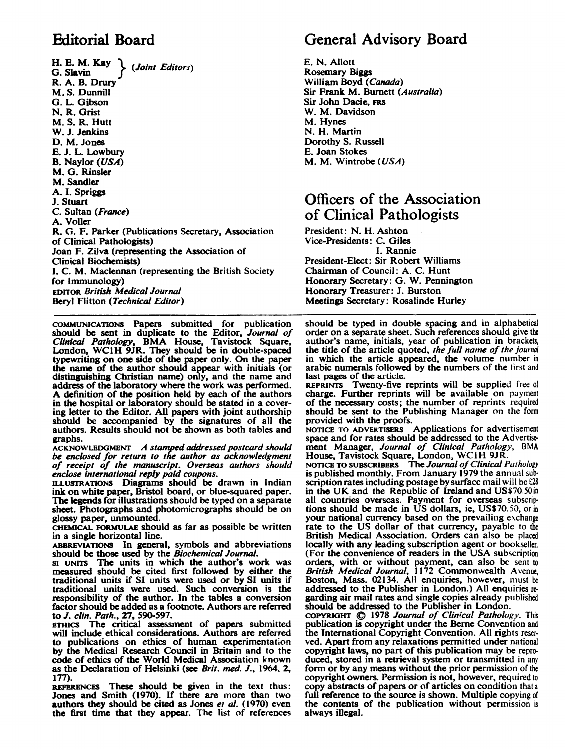## Editorial Board

H. E. M. Kay
G. Slavin } (*Joint Editors*)
R. A. B. Drury
M. S. Dunnill
G. L. Gibson
N. R. Grist
M. S. R. Hutt
W. J. Jenkins
D. M. Jones
E. J. L. Lowbury
B. Naylor (*USA*)
M. G. Rinsler
M. Sandler
A. I. Spriggs
J. Stuart
C. Sultan (*France*)
A. Voller
R. G. F. Parker (Publications Secretary, Association of Clinical Pathologists)
Joan F. Zilva (representing the Association of Clinical Biochemists)
I. C. M. Maclennan (representing the British Society for Immunology)
EDITOR *British Medical Journal*
Beryl Flitton (*Technical Editor*)

## General Advisory Board

E. N. Allott
Rosemary Biggs
William Boyd (*Canada*)
Sir Frank M. Burnett (*Australia*)
Sir John Dacie, FRS
W. M. Davidson
M. Hynes
N. H. Martin
Dorothy S. Russell
E. Joan Stokes
M. M. Wintrobe (*USA*)

## Officers of the Association of Clinical Pathologists

President: N. H. Ashton
Vice-Presidents: C. Giles
I. Rannie
President-Elect: Sir Robert Williams
Chairman of Council: A. C. Hunt
Honorary Secretary: G. W. Pennington
Honorary Treasurer: J. Burston
Meetings Secretary: Rosalinde Hurley

---

COMMUNICATIONS Papers submitted for publication should be sent in duplicate to the Editor, *Journal of Clinical Pathology*, BMA House, Tavistock Square, London, WC1H 9JR. They should be in double-spaced typewriting on one side of the paper only. On the paper the name of the author should appear with initials (or distinguishing Christian name) only, and the name and address of the laboratory where the work was performed. A definition of the position held by each of the authors in the hospital or laboratory should be stated in a covering letter to the Editor. All papers with joint authorship should be accompanied by the signatures of all the authors. Results should not be shown as both tables and graphs.

ACKNOWLEDGMENT *A stamped addressed postcard should be enclosed for return to the author as acknowledgment of receipt of the manuscript. Overseas authors should enclose international reply paid coupons.*

ILLUSTRATIONS Diagrams should be drawn in Indian ink on white paper, Bristol board, or blue-squared paper. The legends for illustrations should be typed on a separate sheet. Photographs and photomicrographs should be on glossy paper, unmounted.

CHEMICAL FORMULAE should as far as possible be written in a single horizontal line.

ABBREVIATIONS In general, symbols and abbreviations should be those used by the *Biochemical Journal*.

SI UNITS The units in which the author's work was measured should be cited first followed by either the traditional units if SI units were used or by SI units if traditional units were used. Such conversion is the responsibility of the author. In the tables a conversion factor should be added as a footnote. Authors are referred to *J. clin. Path.*, 27, 590-597.

ETHICS The critical assessment of papers submitted will include ethical considerations. Authors are referred to publications on ethics of human experimentation by the Medical Research Council in Britain and to the code of ethics of the World Medical Association known as the Declaration of Helsinki (see *Brit. med. J.*, 1964, 2, 177).

REFERENCES These should be given in the text thus: Jones and Smith (1970). If there are more than two authors they should be cited as Jones *et al.* (1970) even the first time that they appear. The list of references should be typed in double spacing and in alphabetical order on a separate sheet. Such references should give the author's name, initials, year of publication in brackets, the title of the article quoted, *the full name of the journal* in which the article appeared, the volume number in arabic numerals followed by the numbers of the first and last pages of the article.

REPRINTS Twenty-five reprints will be supplied free of charge. Further reprints will be available on payment of the necessary costs; the number of reprints required should be sent to the Publishing Manager on the form provided with the proofs.

NOTICE TO ADVERTISERS Applications for advertisement space and for rates should be addressed to the Advertisement Manager, *Journal of Clinical Pathology*, BMA House, Tavistock Square, London, WC1H 9JR.

NOTICE TO SUBSCRIBERS The *Journal of Clinical Pathology* is published monthly. From January 1979 the annual subscription rates including postage by surface mail will be £28 in the UK and the Republic of Ireland and US$70.50 in all countries overseas. Payment for overseas subscriptions should be made in US dollars, ie, US$70.50, or in your national currency based on the prevailing exchange rate to the US dollar of that currency, payable to the British Medical Association. Orders can also be placed locally with any leading subscription agent or bookseller. (For the convenience of readers in the USA subscription orders, with or without payment, can also be sent to *British Medical Journal*, 1172 Commonwealth Avenue, Boston, Mass. 02134. All enquiries, however, must be addressed to the Publisher in London.) All enquiries regarding air mail rates and single copies already published should be addressed to the Publisher in London.

COPYRIGHT © 1978 *Journal of Clinical Pathology*. This publication is copyright under the Berne Convention and the International Copyright Convention. All rights reserved. Apart from any relaxations permitted under national copyright laws, no part of this publication may be reproduced, stored in a retrieval system or transmitted in any form or by any means without the prior permission of the copyright owners. Permission is not, however, required to copy abstracts of papers or of articles on condition that a full reference to the source is shown. Multiple copying of the contents of the publication without permission is always illegal.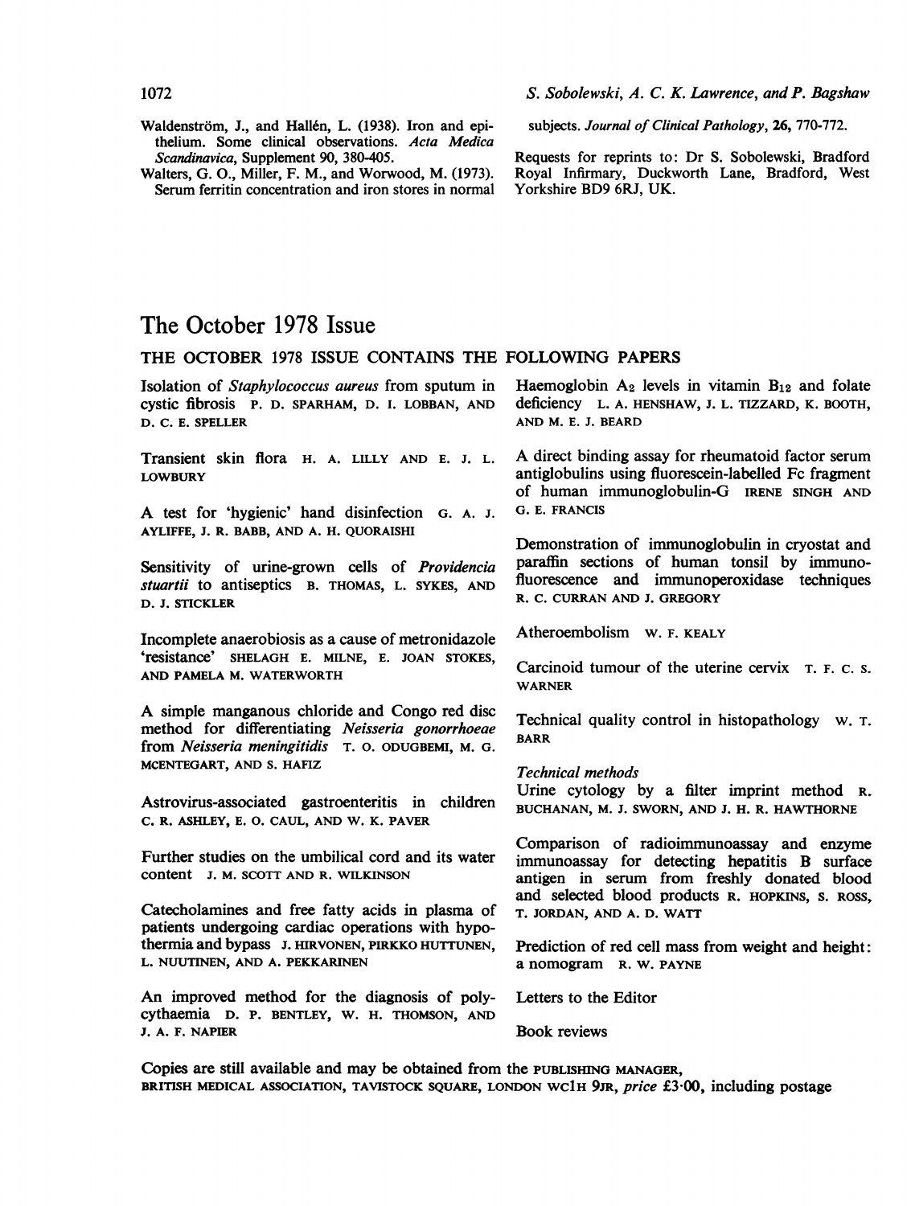Waldenström, J., and Hallén, L. (1938). Iron and epithelium. Some clinical observations. *Acta Medica Scandinavica*, Supplement 90, 380-405.

Walters, G. O., Miller, F. M., and Worwood, M. (1973). Serum ferritin concentration and iron stores in normal subjects. *Journal of Clinical Pathology*, **26**, 770-772.

Requests for reprints to: Dr S. Sobolewski, Bradford Royal Infirmary, Duckworth Lane, Bradford, West Yorkshire BD9 6RJ, UK.

# The October 1978 Issue

## THE OCTOBER 1978 ISSUE CONTAINS THE FOLLOWING PAPERS

Isolation of *Staphylococcus aureus* from sputum in cystic fibrosis P. D. SPARHAM, D. I. LOBBAN, AND D. C. E. SPELLER

Transient skin flora H. A. LILLY AND E. J. L. LOWBURY

A test for 'hygienic' hand disinfection G. A. J. AYLIFFE, J. R. BABB, AND A. H. QUORAISHI

Sensitivity of urine-grown cells of *Providencia stuartii* to antiseptics B. THOMAS, L. SYKES, AND D. J. STICKLER

Incomplete anaerobiosis as a cause of metronidazole 'resistance' SHELAGH E. MILNE, E. JOAN STOKES, AND PAMELA M. WATERWORTH

A simple manganous chloride and Congo red disc method for differentiating *Neisseria gonorrhoeae* from *Neisseria meningitidis* T. O. ODUGBEMI, M. G. MCENTEGART, AND S. HAFIZ

Astrovirus-associated gastroenteritis in children C. R. ASHLEY, E. O. CAUL, AND W. K. PAVER

Further studies on the umbilical cord and its water content J. M. SCOTT AND R. WILKINSON

Catecholamines and free fatty acids in plasma of patients undergoing cardiac operations with hypothermia and bypass J. HIRVONEN, PIRKKO HUTTUNEN, L. NUUTINEN, AND A. PEKKARINEN

An improved method for the diagnosis of polycythaemia D. P. BENTLEY, W. H. THOMSON, AND J. A. F. NAPIER

Haemoglobin $A_2$ levels in vitamin $B_{12}$ and folate deficiency L. A. HENSHAW, J. L. TIZZARD, K. BOOTH, AND M. E. J. BEARD

A direct binding assay for rheumatoid factor serum antiglobulins using fluorescein-labelled Fc fragment of human immunoglobulin-G IRENE SINGH AND G. E. FRANCIS

Demonstration of immunoglobulin in cryostat and paraffin sections of human tonsil by immunofluorescence and immunoperoxidase techniques R. C. CURRAN AND J. GREGORY

Atheroembolism W. F. KEALY

Carcinoid tumour of the uterine cervix T. F. C. S. WARNER

Technical quality control in histopathology W. T. BARR

*Technical methods*

Urine cytology by a filter imprint method R. BUCHANAN, M. J. SWORN, AND J. H. R. HAWTHORNE

Comparison of radioimmunoassay and enzyme immunoassay for detecting hepatitis B surface antigen in serum from freshly donated blood and selected blood products R. HOPKINS, S. ROSS, T. JORDAN, AND A. D. WATT

Prediction of red cell mass from weight and height: a nomogram R. W. PAYNE

Letters to the Editor

Book reviews

Copies are still available and may be obtained from the PUBLISHING MANAGER, BRITISH MEDICAL ASSOCIATION, TAVISTOCK SQUARE, LONDON WC1H 9JR, *price* £3·00, including postage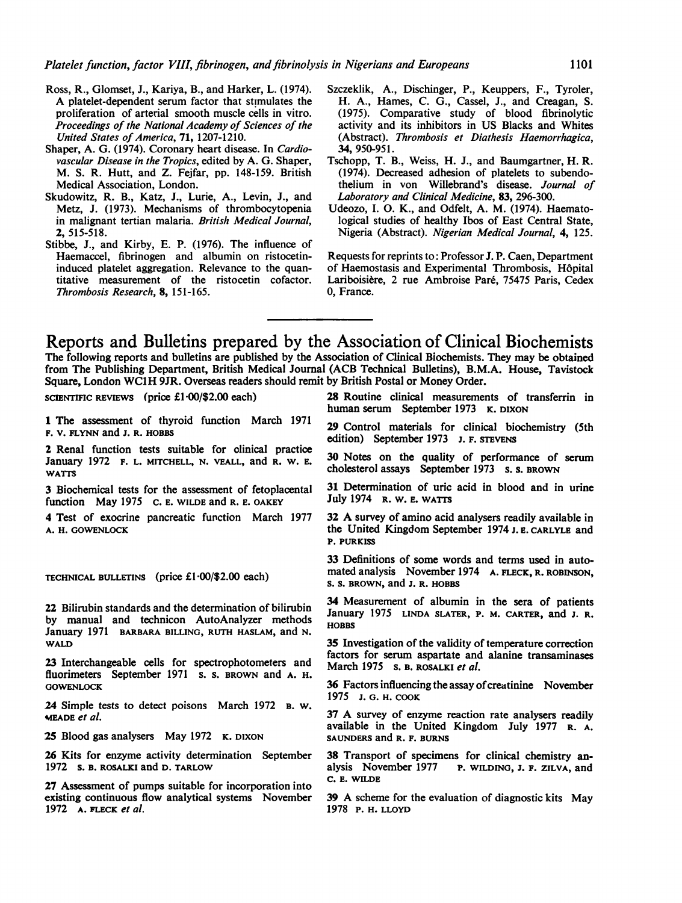Ross, R., Glomset, J., Kariya, B., and Harker, L. (1974). A platelet-dependent serum factor that stimulates the proliferation of arterial smooth muscle cells in vitro. *Proceedings of the National Academy of Sciences of the United States of America*, **71**, 1207-1210.

Shaper, A. G. (1974). Coronary heart disease. In *Cardiovascular Disease in the Tropics*, edited by A. G. Shaper, M. S. R. Hutt, and Z. Fejfar, pp. 148-159. British Medical Association, London.

Skudowitz, R. B., Katz, J., Lurie, A., Levin, J., and Metz, J. (1973). Mechanisms of thrombocytopenia in malignant tertian malaria. *British Medical Journal*, **2**, 515-518.

Stibbe, J., and Kirby, E. P. (1976). The influence of Haemaccel, fibrinogen and albumin on ristocetin-induced platelet aggregation. Relevance to the quantitative measurement of the ristocetin cofactor. *Thrombosis Research*, **8**, 151-165.

Szczeklik, A., Dischinger, P., Keuppers, F., Tyroler, H. A., Hames, C. G., Cassel, J., and Creagan, S. (1975). Comparative study of blood fibrinolytic activity and its inhibitors in US Blacks and Whites (Abstract). *Thrombosis et Diathesis Haemorrhagica*, **34**, 950-951.

Tschopp, T. B., Weiss, H. J., and Baumgartner, H. R. (1974). Decreased adhesion of platelets to subendothelium in von Willebrand's disease. *Journal of Laboratory and Clinical Medicine*, **83**, 296-300.

Udeozo, I. O. K., and Odfelt, A. M. (1974). Haematological studies of healthy Ibos of East Central State, Nigeria (Abstract). *Nigerian Medical Journal*, **4**, 125.

Requests for reprints to: Professor J. P. Caen, Department of Haemostasis and Experimental Thrombosis, Hôpital Lariboisière, 2 rue Ambroise Paré, 75475 Paris, Cedex 0, France.

# Reports and Bulletins prepared by the Association of Clinical Biochemists

The following reports and bulletins are published by the Association of Clinical Biochemists. They may be obtained from The Publishing Department, British Medical Journal (ACB Technical Bulletins), B.M.A. House, Tavistock Square, London WC1H 9JR. Overseas readers should remit by British Postal or Money Order.

SCIENTIFIC REVIEWS (price £1·00/$2.00 each)

**1** The assessment of thyroid function March 1971 F. V. FLYNN and J. R. HOBBS

**2** Renal function tests suitable for clinical practice January 1972 F. L. MITCHELL, N. VEALL, and R. W. E. WATTS

**3** Biochemical tests for the assessment of fetoplacental function May 1975 C. E. WILDE and R. E. OAKEY

**4** Test of exocrine pancreatic function March 1977 A. H. GOWENLOCK

TECHNICAL BULLETINS (price £1·00/$2.00 each)

**22** Bilirubin standards and the determination of bilirubin by manual and technicon AutoAnalyzer methods January 1971 BARBARA BILLING, RUTH HASLAM, and N. WALD

**23** Interchangeable cells for spectrophotometers and fluorimeters September 1971 S. S. BROWN and A. H. GOWENLOCK

**24** Simple tests to detect poisons March 1972 B. W. MEADE *et al.*

**25** Blood gas analysers May 1972 K. DIXON

**26** Kits for enzyme activity determination September 1972 S. B. ROSALKI and D. TARLOW

**27** Assessment of pumps suitable for incorporation into existing continuous flow analytical systems November 1972 A. FLECK *et al.*

**28** Routine clinical measurements of transferrin in human serum September 1973 K. DIXON

**29** Control materials for clinical biochemistry (5th edition) September 1973 J. F. STEVENS

**30** Notes on the quality of performance of serum cholesterol assays September 1973 S. S. BROWN

**31** Determination of uric acid in blood and in urine July 1974 R. W. E. WATTS

**32** A survey of amino acid analysers readily available in the United Kingdom September 1974 J. E. CARLYLE and P. PURKISS

**33** Definitions of some words and terms used in automated analysis November 1974 A. FLECK, R. ROBINSON, S. S. BROWN, and J. R. HOBBS

**34** Measurement of albumin in the sera of patients January 1975 LINDA SLATER, P. M. CARTER, and J. R. HOBBS

**35** Investigation of the validity of temperature correction factors for serum aspartate and alanine transaminases March 1975 S. B. ROSALKI *et al.*

**36** Factors influencing the assay of creatinine November 1975 J. G. H. COOK

**37** A survey of enzyme reaction rate analysers readily available in the United Kingdom July 1977 R. A. SAUNDERS and R. F. BURNS

**38** Transport of specimens for clinical chemistry analysis November 1977 P. WILDING, J. F. ZILVA, and C. E. WILDE

**39** A scheme for the evaluation of diagnostic kits May 1978 P. H. LLOYD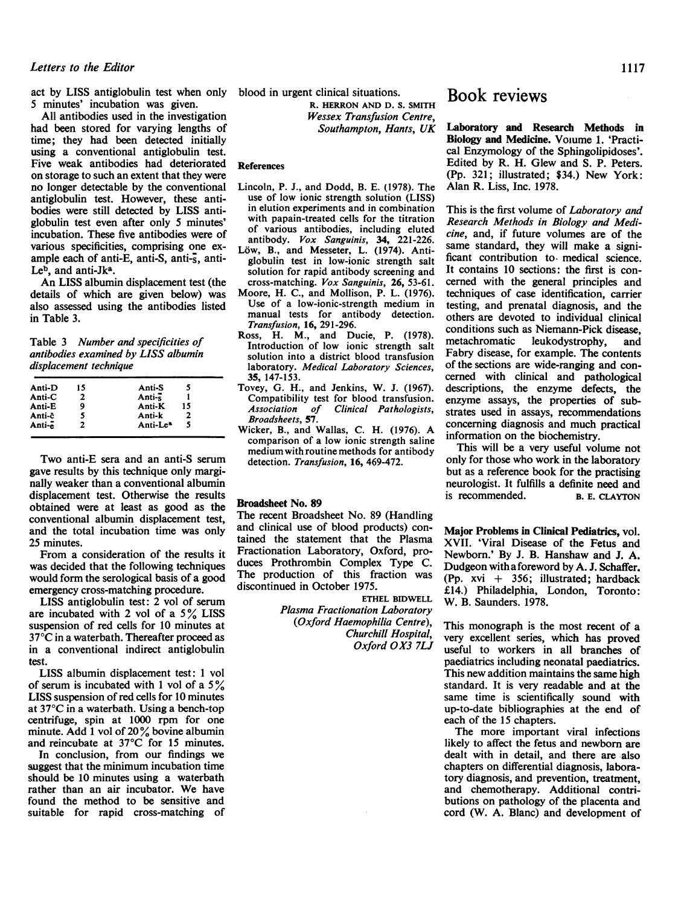act by LISS antiglobulin test when only 5 minutes' incubation was given.

All antibodies used in the investigation had been stored for varying lengths of time; they had been detected initially using a conventional antiglobulin test. Five weak antibodies had deteriorated on storage to such an extent that they were no longer detectable by the conventional antiglobulin test. However, these antibodies were still detected by LISS antiglobulin test even after only 5 minutes' incubation. These five antibodies were of various specificities, comprising one example each of anti-E, anti-S, anti-s̄, anti-Le[b], and anti-Jk[a].

An LISS albumin displacement test (the details of which are given below) was also assessed using the antibodies listed in Table 3.

Table 3 *Number and specificities of antibodies examined by LISS albumin displacement technique*

| | | | |
|---|---|---|---|
| Anti-D | 15 | Anti-S | 5 |
| Anti-C | 2 | Anti-s̄ | 1 |
| Anti-E | 9 | Anti-K | 15 |
| Anti-c̄ | 5 | Anti-k | 2 |
| Anti-ē | 2 | Anti-Le[a] | 5 |

Two anti-E sera and an anti-S serum gave results by this technique only marginally weaker than a conventional albumin displacement test. Otherwise the results obtained were at least as good as the conventional albumin displacement test, and the total incubation time was only 25 minutes.

From a consideration of the results it was decided that the following techniques would form the serological basis of a good emergency cross-matching procedure.

LISS antiglobulin test: 2 vol of serum are incubated with 2 vol of a 5% LISS suspension of red cells for 10 minutes at 37°C in a waterbath. Thereafter proceed as in a conventional indirect antiglobulin test.

LISS albumin displacement test: 1 vol of serum is incubated with 1 vol of a 5% LISS suspension of red cells for 10 minutes at 37°C in a waterbath. Using a bench-top centrifuge, spin at 1000 rpm for one minute. Add 1 vol of 20% bovine albumin and reincubate at 37°C for 15 minutes.

In conclusion, from our findings we suggest that the minimum incubation time should be 10 minutes using a waterbath rather than an air incubator. We have found the method to be sensitive and suitable for rapid cross-matching of blood in urgent clinical situations.

R. HERRON AND D. S. SMITH
*Wessex Transfusion Centre, Southampton, Hants, UK*

### References

Lincoln, P. J., and Dodd, B. E. (1978). The use of low ionic strength solution (LISS) in elution experiments and in combination with papain-treated cells for the titration of various antibodies, including eluted antibody. *Vox Sanguinis*, **34**, 221-226.

Löw, B., and Messeter, L. (1974). Antiglobulin test in low-ionic strength salt solution for rapid antibody screening and cross-matching. *Vox Sanguinis*, **26**, 53-61.

Moore, H. C., and Mollison, P. L. (1976). Use of a low-ionic-strength medium in manual tests for antibody detection. *Transfusion*, **16**, 291-296.

Ross, H. M., and Ducie, P. (1978). Introduction of low ionic strength salt solution into a district blood transfusion laboratory. *Medical Laboratory Sciences*, **35**, 147-153.

Tovey, G. H., and Jenkins, W. J. (1967). Compatibility test for blood transfusion. *Association of Clinical Pathologists, Broadsheets*, **57**.

Wicker, B., and Wallas, C. H. (1976). A comparison of a low ionic strength saline medium with routine methods for antibody detection. *Transfusion*, **16**, 469-472.

## Broadsheet No. 89

The recent Broadsheet No. 89 (Handling and clinical use of blood products) contained the statement that the Plasma Fractionation Laboratory, Oxford, produces Prothrombin Complex Type C. The production of this fraction was discontinued in October 1975.

ETHEL BIDWELL
*Plasma Fractionation Laboratory (Oxford Haemophilia Centre), Churchill Hospital, Oxford OX3 7LJ*

# Book reviews

**Laboratory and Research Methods in Biology and Medicine.** Volume 1. 'Practical Enzymology of the Sphingolipidoses'. Edited by R. H. Glew and S. P. Peters. (Pp. 321; illustrated; $34.) New York: Alan R. Liss, Inc. 1978.

This is the first volume of *Laboratory and Research Methods in Biology and Medicine*, and, if future volumes are of the same standard, they will make a significant contribution to medical science. It contains 10 sections: the first is concerned with the general principles and techniques of case identification, carrier testing, and prenatal diagnosis, and the others are devoted to individual clinical conditions such as Niemann-Pick disease, metachromatic leukodystrophy, and Fabry disease, for example. The contents of the sections are wide-ranging and concerned with clinical and pathological descriptions, the enzyme defects, the enzyme assays, the properties of substrates used in assays, recommendations concerning diagnosis and much practical information on the biochemistry.

This will be a very useful volume not only for those who work in the laboratory but as a reference book for the practising neurologist. It fulfills a definite need and is recommended.

B. E. CLAYTON

**Major Problems in Clinical Pediatrics,** vol. XVII. 'Viral Disease of the Fetus and Newborn.' By J. B. Hanshaw and J. A. Dudgeon with a foreword by A. J. Schaffer. (Pp. xvi + 356; illustrated; hardback £14.) Philadelphia, London, Toronto: W. B. Saunders. 1978.

This monograph is the most recent of a very excellent series, which has proved useful to workers in all branches of paediatrics including neonatal paediatrics. This new addition maintains the same high standard. It is very readable and at the same time is scientifically sound with up-to-date bibliographies at the end of each of the 15 chapters.

The more important viral infections likely to affect the fetus and newborn are dealt with in detail, and there are also chapters on differential diagnosis, laboratory diagnosis, and prevention, treatment, and chemotherapy. Additional contributions on pathology of the placenta and cord (W. A. Blanc) and development of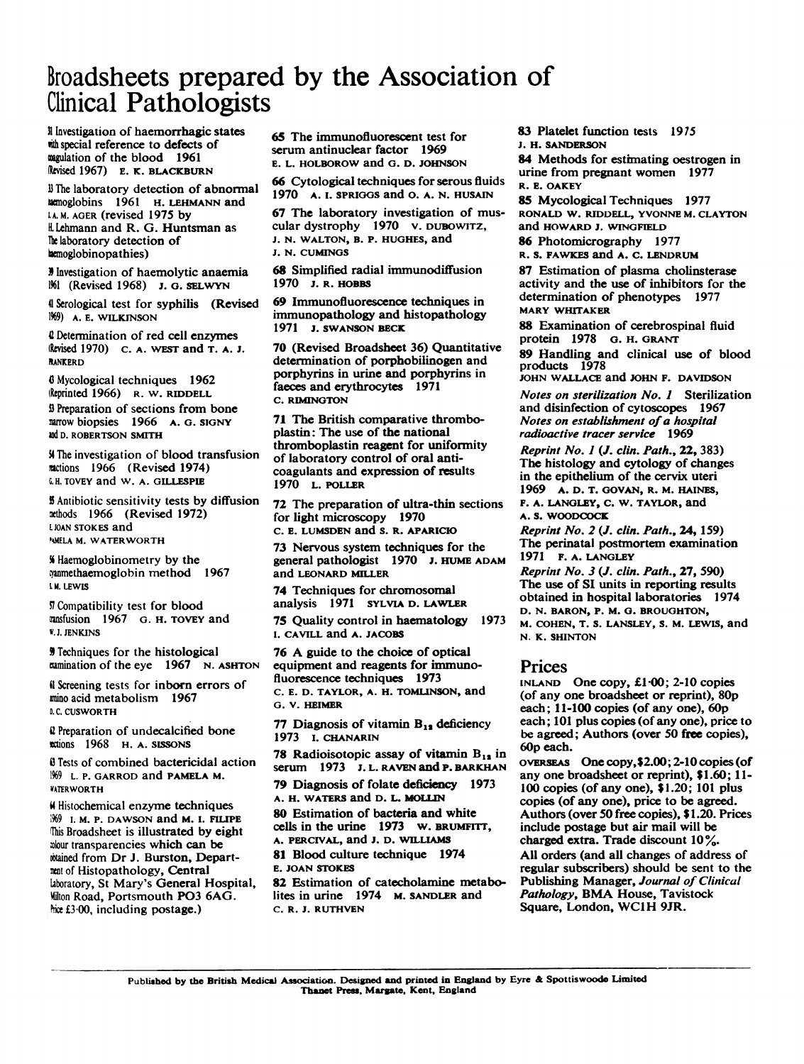# Broadsheets prepared by the Association of Clinical Pathologists

31 Investigation of haemorrhagic states with special reference to defects of coagulation of the blood 1961 (Revised 1967) E. K. BLACKBURN

33 The laboratory detection of abnormal haemoglobins 1961 H. LEHMANN and J. A. M. AGER (revised 1975 by H. Lehmann and R. G. Huntsman as The laboratory detection of haemoglobinopathies)

39 Investigation of haemolytic anaemia 1961 (Revised 1968) J. G. SELWYN

41 Serological test for syphilis (Revised 1969) A. E. WILKINSON

42 Determination of red cell enzymes (Revised 1970) C. A. WEST and T. A. J. PRANKERD

43 Mycological techniques 1962 (Reprinted 1966) R. W. RIDDELL

53 Preparation of sections from bone marrow biopsies 1966 A. G. SIGNY and D. ROBERTSON SMITH

54 The investigation of blood transfusion reactions 1966 (Revised 1974) G. H. TOVEY and W. A. GILLESPIE

55 Antibiotic sensitivity tests by diffusion methods 1966 (Revised 1972) E. JOAN STOKES and PAMELA M. WATERWORTH

56 Haemoglobinometry by the cyanmethaemoglobin method 1967 S. M. LEWIS

57 Compatibility test for blood transfusion 1967 G. H. TOVEY and W. J. JENKINS

59 Techniques for the histological examination of the eye 1967 N. ASHTON

61 Screening tests for inborn errors of amino acid metabolism 1967 D. C. CUSWORTH

62 Preparation of undecalcified bone sections 1968 H. A. SISSONS

63 Tests of combined bactericidal action 1969 L. P. GARROD and PAMELA M. WATERWORTH

64 Histochemical enzyme techniques 1969 I. M. P. DAWSON and M. I. FILIPE (This Broadsheet is illustrated by eight colour transparencies which can be obtained from Dr J. Burston, Department of Histopathology, Central Laboratory, St Mary's General Hospital, Milton Road, Portsmouth PO3 6AG. Price £3·00, including postage.)

65 The immunofluorescent test for serum antinuclear factor 1969 E. L. HOLBOROW and G. D. JOHNSON

66 Cytological techniques for serous fluids 1970 A. I. SPRIGGS and O. A. N. HUSAIN

67 The laboratory investigation of muscular dystrophy 1970 V. DUBOWITZ, J. N. WALTON, B. P. HUGHES, and J. N. CUMINGS

68 Simplified radial immunodiffusion 1970 J. R. HOBBS

69 Immunofluorescence techniques in immunopathology and histopathology 1971 J. SWANSON BECK

70 (Revised Broadsheet 36) Quantitative determination of porphobilinogen and porphyrins in urine and porphyrins in faeces and erythrocytes 1971 C. RIMINGTON

71 The British comparative thromboplastin: The use of the national thromboplastin reagent for uniformity of laboratory control of oral anticoagulants and expression of results 1970 L. POLLER

72 The preparation of ultra-thin sections for light microscopy 1970 C. E. LUMSDEN and S. R. APARICIO

73 Nervous system techniques for the general pathologist 1970 J. HUME ADAM and LEONARD MILLER

74 Techniques for chromosomal analysis 1971 SYLVIA D. LAWLER

75 Quality control in haematology 1973 I. CAVILL and A. JACOBS

76 A guide to the choice of optical equipment and reagents for immunofluorescence techniques 1973 C. E. D. TAYLOR, A. H. TOMLINSON, and G. V. HEIMER

77 Diagnosis of vitamin $B_{12}$ deficiency 1973 I. CHANARIN

78 Radioisotopic assay of vitamin $B_{12}$ in serum 1973 J. L. RAVEN and P. BARKHAN

79 Diagnosis of folate deficiency 1973 A. H. WATERS and D. L. MOLLIN

80 Estimation of bacteria and white cells in the urine 1973 W. BRUMFITT, A. PERCIVAL, and J. D. WILLIAMS

81 Blood culture technique 1974 E. JOAN STOKES

82 Estimation of catecholamine metabolites in urine 1974 M. SANDLER and C. R. J. RUTHVEN

83 Platelet function tests 1975 J. H. SANDERSON

84 Methods for estimating oestrogen in urine from pregnant women 1977 R. E. OAKEY

85 Mycological Techniques 1977 RONALD W. RIDDELL, YVONNE M. CLAYTON and HOWARD J. WINGFIELD

86 Photomicrography 1977 R. S. FAWKES and A. C. LENDRUM

87 Estimation of plasma cholinsterase activity and the use of inhibitors for the determination of phenotypes 1977 MARY WHITAKER

88 Examination of cerebrospinal fluid protein 1978 G. H. GRANT

89 Handling and clinical use of blood products 1978 JOHN WALLACE and JOHN F. DAVIDSON

*Notes on sterilization No. 1* Sterilization and disinfection of cytoscopes 1967

*Notes on establishment of a hospital radioactive tracer service* 1969

*Reprint No. 1 (J. clin. Path., 22, 383)* The histology and cytology of changes in the epithelium of the cervix uteri 1969 A. D. T. GOVAN, R. M. HAINES, F. A. LANGLEY, C. W. TAYLOR, and A. S. WOODCOCK

*Reprint No. 2 (J. clin. Path., 24, 159)* The perinatal postmortem examination 1971 F. A. LANGLEY

*Reprint No. 3 (J. clin. Path., 27, 590)* The use of SI units in reporting results obtained in hospital laboratories 1974 D. N. BARON, P. M. G. BROUGHTON, M. COHEN, T. S. LANSLEY, S. M. LEWIS, and N. K. SHINTON

## Prices

INLAND One copy, £1·00; 2-10 copies (of any one broadsheet or reprint), 80p each; 11-100 copies (of any one), 60p each; 101 plus copies (of any one), price to be agreed; Authors (over 50 free copies), 60p each.

OVERSEAS One copy, $2.00; 2-10 copies (of any one broadsheet or reprint), $1.60; 11-100 copies (of any one), $1.20; 101 plus copies (of any one), price to be agreed. Authors (over 50 free copies), $1.20. Prices include postage but air mail will be charged extra. Trade discount 10%.

All orders (and all changes of address of regular subscribers) should be sent to the Publishing Manager, *Journal of Clinical Pathology*, BMA House, Tavistock Square, London, WC1H 9JR.

---

Published by the British Medical Association. Designed and printed in England by Eyre & Spottiswoode Limited Thanet Press, Margate, Kent, England